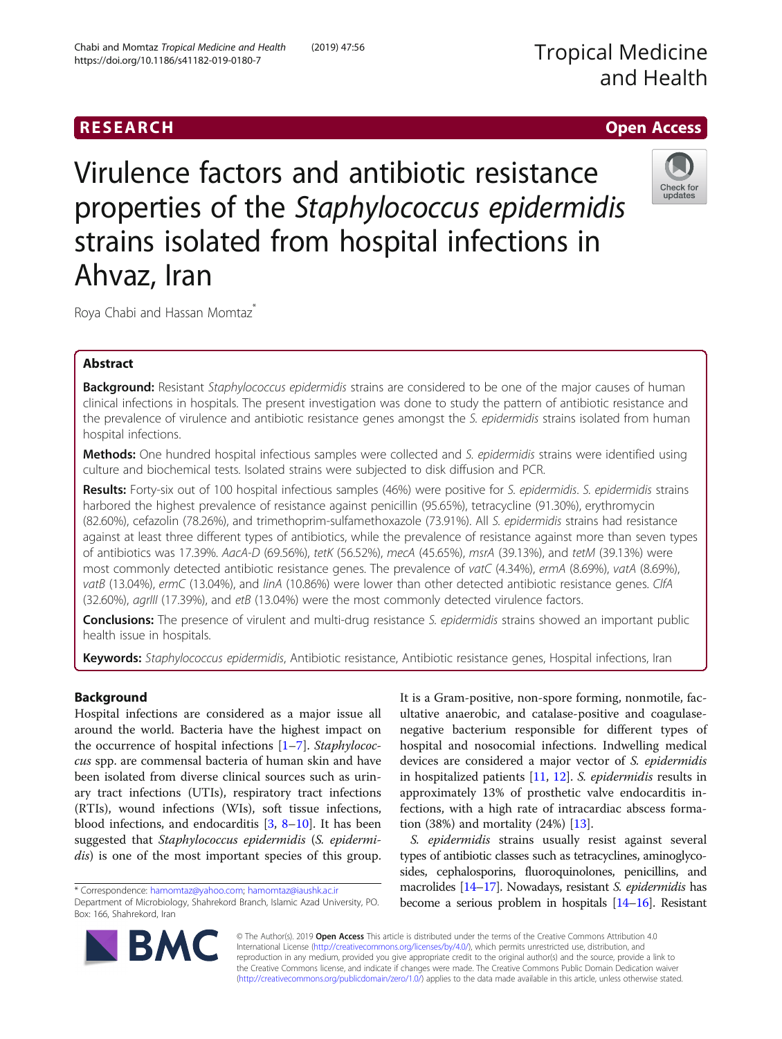# Virulence factors and antibiotic resistance properties of the *Staphylococcus epidermidis* strains isolated from hospital infections in Ahvaz, Iran

Roya Chabi and Hassan Momtaz*

## Abstract

**Background:** Resistant *Staphylococcus epidermidis* strains are considered to be one of the major causes of human clinical infections in hospitals. The present investigation was done to study the pattern of antibiotic resistance and the prevalence of virulence and antibiotic resistance genes amongst the *S. epidermidis* strains isolated from human hospital infections.

**Methods:** One hundred hospital infectious samples were collected and *S. epidermidis* strains were identified using culture and biochemical tests. Isolated strains were subjected to disk diffusion and PCR.

**Results:** Forty-six out of 100 hospital infectious samples (46%) were positive for *S. epidermidis*. *S. epidermidis* strains harbored the highest prevalence of resistance against penicillin (95.65%), tetracycline (91.30%), erythromycin (82.60%), cefazolin (78.26%), and trimethoprim-sulfamethoxazole (73.91%). All *S. epidermidis* strains had resistance against at least three different types of antibiotics, while the prevalence of resistance against more than seven types of antibiotics was 17.39%. *AacA-D* (69.56%), *tetK* (56.52%), *mecA* (45.65%), *msrA* (39.13%), and *tetM* (39.13%) were most commonly detected antibiotic resistance genes. The prevalence of *vatC* (4.34%), *ermA* (8.69%), *vatA* (8.69%), *vatB* (13.04%), *ermC* (13.04%), and *linA* (10.86%) were lower than other detected antibiotic resistance genes. *ClfA* (32.60%), *agrIII* (17.39%), and *etB* (13.04%) were the most commonly detected virulence factors.

**Conclusions:** The presence of virulent and multi-drug resistance *S. epidermidis* strains showed an important public health issue in hospitals.

**Keywords:** *Staphylococcus epidermidis*, Antibiotic resistance, Antibiotic resistance genes, Hospital infections, Iran

## Background

Hospital infections are considered as a major issue all around the world. Bacteria have the highest impact on the occurrence of hospital infections [1–7]. *Staphylococcus* spp. are commensal bacteria of human skin and have been isolated from diverse clinical sources such as urinary tract infections (UTIs), respiratory tract infections (RTIs), wound infections (WIs), soft tissue infections, blood infections, and endocarditis [3, 8–10]. It has been suggested that *Staphylococcus epidermidis* (*S. epidermidis*) is one of the most important species of this group. It is a Gram-positive, non-spore forming, nonmotile, facultative anaerobic, and catalase-positive and coagulase-negative bacterium responsible for different types of hospital and nosocomial infections. Indwelling medical devices are considered a major vector of *S. epidermidis* in hospitalized patients [11, 12]. *S. epidermidis* results in approximately 13% of prosthetic valve endocarditis infections, with a high rate of intracardiac abscess formation (38%) and mortality (24%) [13].

*S. epidermidis* strains usually resist against several types of antibiotic classes such as tetracyclines, aminoglycosides, cephalosporins, fluoroquinolones, penicillins, and macrolides [14–17]. Nowadays, resistant *S. epidermidis* has become a serious problem in hospitals [14–16]. Resistant

* Correspondence: hamomtaz@yahoo.com; hamomtaz@iaushk.ac.ir
Department of Microbiology, Shahrekord Branch, Islamic Azad University, PO. Box: 166, Shahrekord, Iran

© The Author(s). 2019 **Open Access** This article is distributed under the terms of the Creative Commons Attribution 4.0 International License (http://creativecommons.org/licenses/by/4.0/), which permits unrestricted use, distribution, and reproduction in any medium, provided you give appropriate credit to the original author(s) and the source, provide a link to the Creative Commons license, and indicate if changes were made. The Creative Commons Public Domain Dedication waiver (http://creativecommons.org/publicdomain/zero/1.0/) applies to the data made available in this article, unless otherwise stated.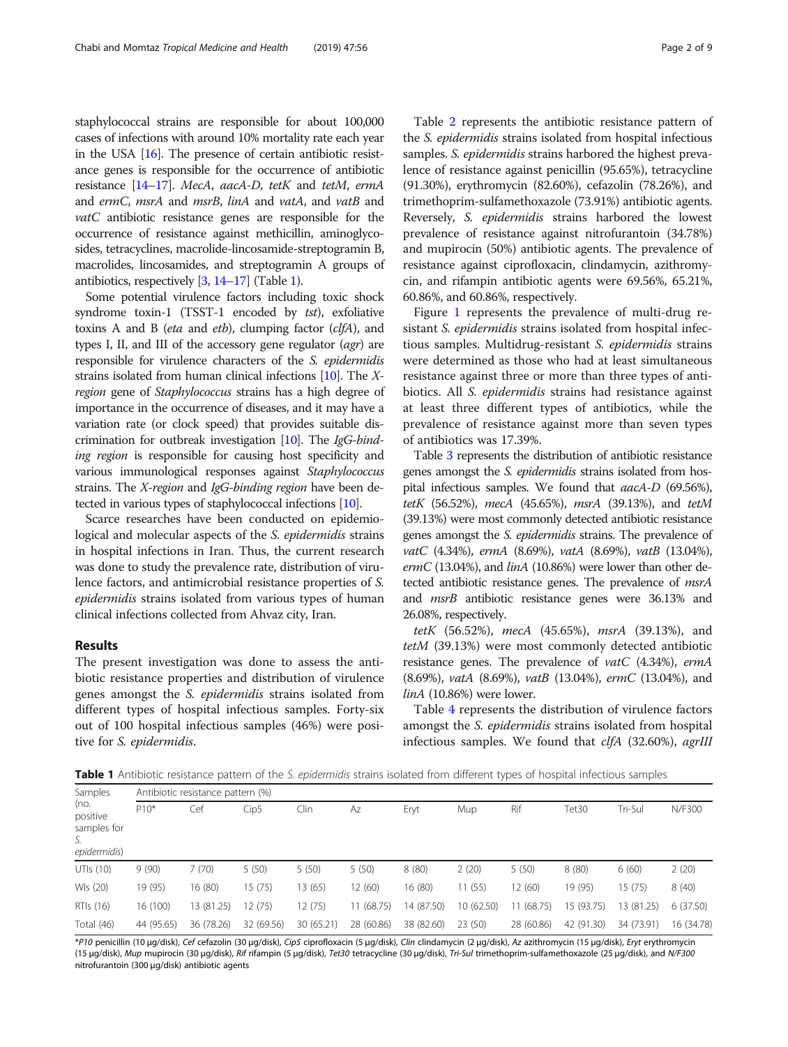staphylococcal strains are responsible for about 100,000 cases of infections with around 10% mortality rate each year in the USA [16]. The presence of certain antibiotic resistance genes is responsible for the occurrence of antibiotic resistance [14–17]. *MecA*, *aacA-D*, *tetK* and *tetM*, *ermA* and *ermC*, *msrA* and *msrB*, *linA* and *vatA*, and *vatB* and *vatC* antibiotic resistance genes are responsible for the occurrence of resistance against methicillin, aminoglycosides, tetracyclines, macrolide-lincosamide-streptogramin B, macrolides, lincosamides, and streptogramin A groups of antibiotics, respectively [3, 14–17] (Table 1).

Some potential virulence factors including toxic shock syndrome toxin-1 (TSST-1 encoded by *tst*), exfoliative toxins A and B (*eta* and *etb*), clumping factor (*clfA*), and types I, II, and III of the accessory gene regulator (*agr*) are responsible for virulence characters of the *S. epidermidis* strains isolated from human clinical infections [10]. The *X-region* gene of *Staphylococcus* strains has a high degree of importance in the occurrence of diseases, and it may have a variation rate (or clock speed) that provides suitable discrimination for outbreak investigation [10]. The *IgG-binding region* is responsible for causing host specificity and various immunological responses against *Staphylococcus* strains. The *X-region* and *IgG-binding region* have been detected in various types of staphylococcal infections [10].

Scarce researches have been conducted on epidemiological and molecular aspects of the *S. epidermidis* strains in hospital infections in Iran. Thus, the current research was done to study the prevalence rate, distribution of virulence factors, and antimicrobial resistance properties of *S. epidermidis* strains isolated from various types of human clinical infections collected from Ahvaz city, Iran.

## Results

The present investigation was done to assess the antibiotic resistance properties and distribution of virulence genes amongst the *S. epidermidis* strains isolated from different types of hospital infectious samples. Forty-six out of 100 hospital infectious samples (46%) were positive for *S. epidermidis*.

Table 2 represents the antibiotic resistance pattern of the *S. epidermidis* strains isolated from hospital infectious samples. *S. epidermidis* strains harbored the highest prevalence of resistance against penicillin (95.65%), tetracycline (91.30%), erythromycin (82.60%), cefazolin (78.26%), and trimethoprim-sulfamethoxazole (73.91%) antibiotic agents. Reversely, *S. epidermidis* strains harbored the lowest prevalence of resistance against nitrofurantoin (34.78%) and mupirocin (50%) antibiotic agents. The prevalence of resistance against ciprofloxacin, clindamycin, azithromycin, and rifampin antibiotic agents were 69.56%, 65.21%, 60.86%, and 60.86%, respectively.

Figure 1 represents the prevalence of multi-drug resistant *S. epidermidis* strains isolated from hospital infectious samples. Multidrug-resistant *S. epidermidis* strains were determined as those who had at least simultaneous resistance against three or more than three types of antibiotics. All *S. epidermidis* strains had resistance against at least three different types of antibiotics, while the prevalence of resistance against more than seven types of antibiotics was 17.39%.

Table 3 represents the distribution of antibiotic resistance genes amongst the *S. epidermidis* strains isolated from hospital infectious samples. We found that *aacA-D* (69.56%), *tetK* (56.52%), *mecA* (45.65%), *msrA* (39.13%), and *tetM* (39.13%) were most commonly detected antibiotic resistance genes amongst the *S. epidermidis* strains. The prevalence of *vatC* (4.34%), *ermA* (8.69%), *vatA* (8.69%), *vatB* (13.04%), *ermC* (13.04%), and *linA* (10.86%) were lower than other detected antibiotic resistance genes. The prevalence of *msrA* and *msrB* antibiotic resistance genes were 36.13% and 26.08%, respectively.

*tetK* (56.52%), *mecA* (45.65%), *msrA* (39.13%), and *tetM* (39.13%) were most commonly detected antibiotic resistance genes. The prevalence of *vatC* (4.34%), *ermA* (8.69%), *vatA* (8.69%), *vatB* (13.04%), *ermC* (13.04%), and *linA* (10.86%) were lower.

Table 4 represents the distribution of virulence factors amongst the *S. epidermidis* strains isolated from hospital infectious samples. We found that *clfA* (32.60%), *agrIII*

**Table 1** Antibiotic resistance pattern of the *S. epidermidis* strains isolated from different types of hospital infectious samples

| Samples (no. positive samples for *S. epidermidis*) | Antibiotic resistance pattern (%) | | | | | | | | | | |
|---|---|---|---|---|---|---|---|---|---|---|---|
| | P10* | Cef | Cip5 | Clin | Az | Eryt | Mup | Rif | Tet30 | Tri-Sul | N/F300 |
| UTIs (10) | 9 (90) | 7 (70) | 5 (50) | 5 (50) | 5 (50) | 8 (80) | 2 (20) | 5 (50) | 8 (80) | 6 (60) | 2 (20) |
| WIs (20) | 19 (95) | 16 (80) | 15 (75) | 13 (65) | 12 (60) | 16 (80) | 11 (55) | 12 (60) | 19 (95) | 15 (75) | 8 (40) |
| RTIs (16) | 16 (100) | 13 (81.25) | 12 (75) | 12 (75) | 11 (68.75) | 14 (87.50) | 10 (62.50) | 11 (68.75) | 15 (93.75) | 13 (81.25) | 6 (37.50) |
| Total (46) | 44 (95.65) | 36 (78.26) | 32 (69.56) | 30 (65.21) | 28 (60.86) | 38 (82.60) | 23 (50) | 28 (60.86) | 42 (91.30) | 34 (73.91) | 16 (34.78) |

**P10* penicillin (10 μg/disk), *Cef* cefazolin (30 μg/disk), *Cip5* ciprofloxacin (5 μg/disk), *Clin* clindamycin (2 μg/disk), *Az* azithromycin (15 μg/disk), *Eryt* erythromycin (15 μg/disk), *Mup* mupirocin (30 μg/disk), *Rif* rifampin (5 μg/disk), *Tet30* tetracycline (30 μg/disk), *Tri-Sul* trimethoprim-sulfamethoxazole (25 μg/disk), and *N/F300* nitrofurantoin (300 μg/disk) antibiotic agents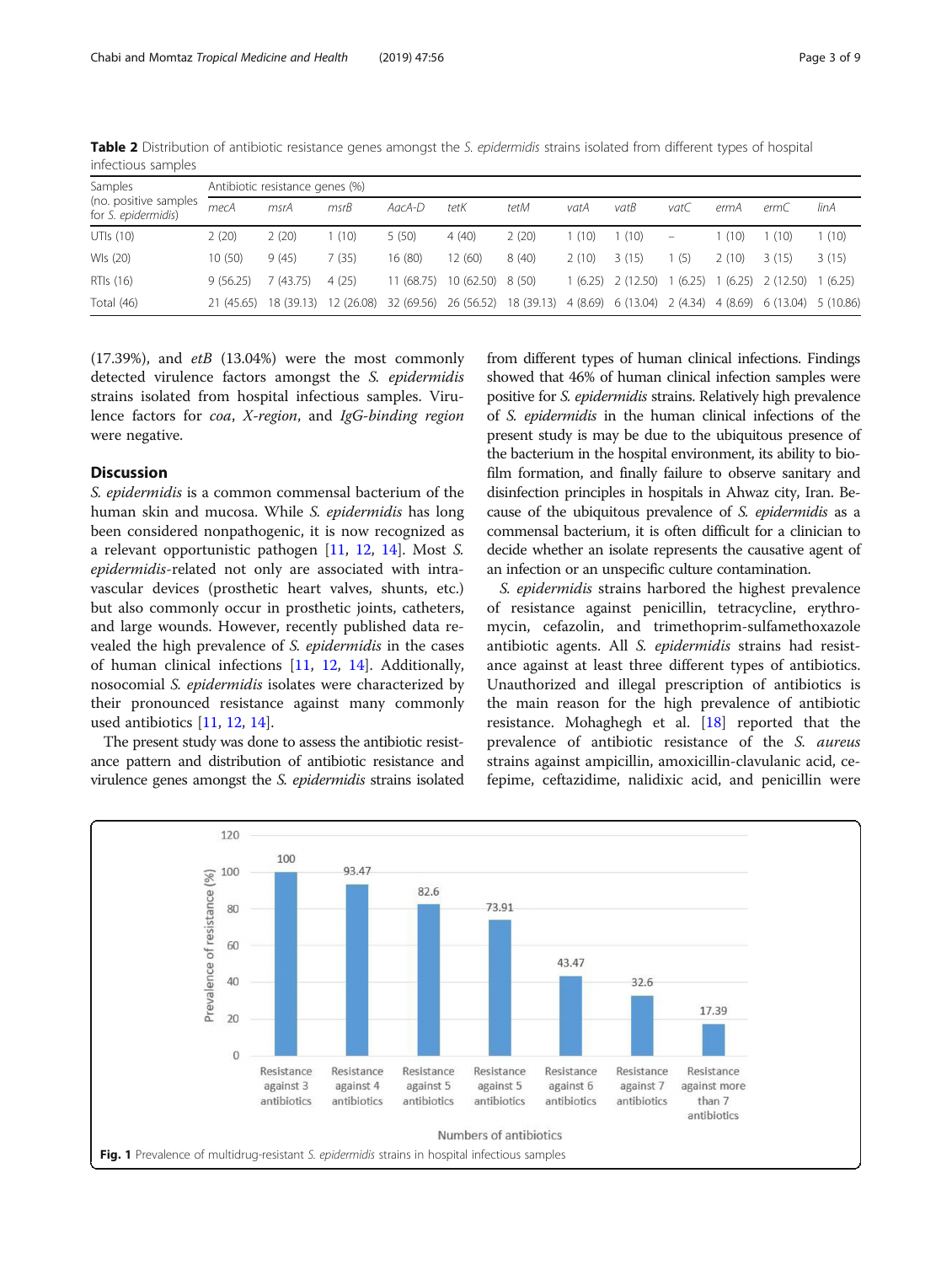**Table 2** Distribution of antibiotic resistance genes amongst the *S. epidermidis* strains isolated from different types of hospital infectious samples

| Samples (no. positive samples for *S. epidermidis*) | Antibiotic resistance genes (%) | | | | | | | | | | | |
|---|---|---|---|---|---|---|---|---|---|---|---|---|
| | *mecA* | *msrA* | *msrB* | *AacA-D* | *tetK* | *tetM* | *vatA* | *vatB* | *vatC* | *ermA* | *ermC* | *linA* |
| UTIs (10) | 2 (20) | 2 (20) | 1 (10) | 5 (50) | 4 (40) | 2 (20) | 1 (10) | 1 (10) | – | 1 (10) | 1 (10) | 1 (10) |
| WIs (20) | 10 (50) | 9 (45) | 7 (35) | 16 (80) | 12 (60) | 8 (40) | 2 (10) | 3 (15) | 1 (5) | 2 (10) | 3 (15) | 3 (15) |
| RTIs (16) | 9 (56.25) | 7 (43.75) | 4 (25) | 11 (68.75) | 10 (62.50) | 8 (50) | 1 (6.25) | 2 (12.50) | 1 (6.25) | 1 (6.25) | 2 (12.50) | 1 (6.25) |
| Total (46) | 21 (45.65) | 18 (39.13) | 12 (26.08) | 32 (69.56) | 26 (56.52) | 18 (39.13) | 4 (8.69) | 6 (13.04) | 2 (4.34) | 4 (8.69) | 6 (13.04) | 5 (10.86) |

(17.39%), and *etB* (13.04%) were the most commonly detected virulence factors amongst the *S. epidermidis* strains isolated from hospital infectious samples. Virulence factors for *coa*, *X-region*, and *IgG-binding region* were negative.

## Discussion

*S. epidermidis* is a common commensal bacterium of the human skin and mucosa. While *S. epidermidis* has long been considered nonpathogenic, it is now recognized as a relevant opportunistic pathogen [11, 12, 14]. Most *S. epidermidis*-related not only are associated with intravascular devices (prosthetic heart valves, shunts, etc.) but also commonly occur in prosthetic joints, catheters, and large wounds. However, recently published data revealed the high prevalence of *S. epidermidis* in the cases of human clinical infections [11, 12, 14]. Additionally, nosocomial *S. epidermidis* isolates were characterized by their pronounced resistance against many commonly used antibiotics [11, 12, 14].

The present study was done to assess the antibiotic resistance pattern and distribution of antibiotic resistance and virulence genes amongst the *S. epidermidis* strains isolated from different types of human clinical infections. Findings showed that 46% of human clinical infection samples were positive for *S. epidermidis* strains. Relatively high prevalence of *S. epidermidis* in the human clinical infections of the present study is may be due to the ubiquitous presence of the bacterium in the hospital environment, its ability to biofilm formation, and finally failure to observe sanitary and disinfection principles in hospitals in Ahwaz city, Iran. Because of the ubiquitous prevalence of *S. epidermidis* as a commensal bacterium, it is often difficult for a clinician to decide whether an isolate represents the causative agent of an infection or an unspecific culture contamination.

*S. epidermidis* strains harbored the highest prevalence of resistance against penicillin, tetracycline, erythromycin, cefazolin, and trimethoprim-sulfamethoxazole antibiotic agents. All *S. epidermidis* strains had resistance against at least three different types of antibiotics. Unauthorized and illegal prescription of antibiotics is the main reason for the high prevalence of antibiotic resistance. Mohaghegh et al. [18] reported that the prevalence of antibiotic resistance of the *S. aureus* strains against ampicillin, amoxicillin-clavulanic acid, cefepime, ceftazidime, nalidixic acid, and penicillin were

**Fig. 1** Prevalence of multidrug-resistant *S. epidermidis* strains in hospital infectious samples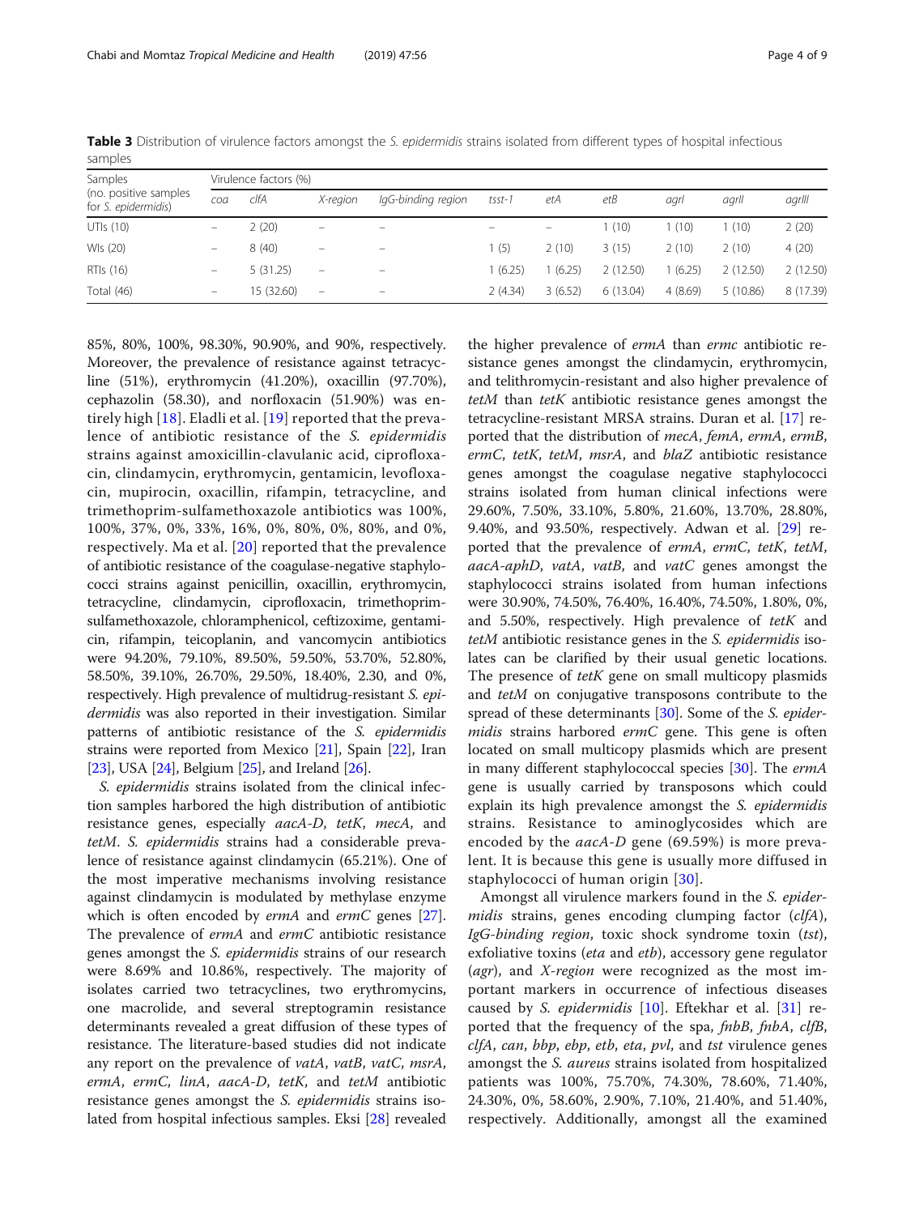**Table 3** Distribution of virulence factors amongst the *S. epidermidis* strains isolated from different types of hospital infectious samples

| Samples (no. positive samples for *S. epidermidis*) | Virulence factors (%) | | | | | | | | | |
|---|---|---|---|---|---|---|---|---|---|---|
| | *coa* | *clfA* | *X-region* | *IgG-binding region* | *tsst-1* | *etA* | *etB* | *agrI* | *agrII* | *agrIII* |
| UTIs (10) | – | 2 (20) | – | – | – | – | 1 (10) | 1 (10) | 1 (10) | 2 (20) |
| WIs (20) | – | 8 (40) | – | – | 1 (5) | 2 (10) | 3 (15) | 2 (10) | 2 (10) | 4 (20) |
| RTIs (16) | – | 5 (31.25) | – | – | 1 (6.25) | 1 (6.25) | 2 (12.50) | 1 (6.25) | 2 (12.50) | 2 (12.50) |
| Total (46) | – | 15 (32.60) | – | – | 2 (4.34) | 3 (6.52) | 6 (13.04) | 4 (8.69) | 5 (10.86) | 8 (17.39) |

85%, 80%, 100%, 98.30%, 90.90%, and 90%, respectively. Moreover, the prevalence of resistance against tetracycline (51%), erythromycin (41.20%), oxacillin (97.70%), cephazolin (58.30), and norfloxacin (51.90%) was entirely high [18]. Eladli et al. [19] reported that the prevalence of antibiotic resistance of the *S. epidermidis* strains against amoxicillin-clavulanic acid, ciprofloxacin, clindamycin, erythromycin, gentamicin, levofloxacin, mupirocin, oxacillin, rifampin, tetracycline, and trimethoprim-sulfamethoxazole antibiotics was 100%, 100%, 37%, 0%, 33%, 16%, 0%, 80%, 0%, 80%, and 0%, respectively. Ma et al. [20] reported that the prevalence of antibiotic resistance of the coagulase-negative staphylococci strains against penicillin, oxacillin, erythromycin, tetracycline, clindamycin, ciprofloxacin, trimethoprim-sulfamethoxazole, chloramphenicol, ceftizoxime, gentamicin, rifampin, teicoplanin, and vancomycin antibiotics were 94.20%, 79.10%, 89.50%, 59.50%, 53.70%, 52.80%, 58.50%, 39.10%, 26.70%, 29.50%, 18.40%, 2.30, and 0%, respectively. High prevalence of multidrug-resistant *S. epidermidis* was also reported in their investigation. Similar patterns of antibiotic resistance of the *S. epidermidis* strains were reported from Mexico [21], Spain [22], Iran [23], USA [24], Belgium [25], and Ireland [26].

*S. epidermidis* strains isolated from the clinical infection samples harbored the high distribution of antibiotic resistance genes, especially *aacA-D*, *tetK*, *mecA*, and *tetM*. *S. epidermidis* strains had a considerable prevalence of resistance against clindamycin (65.21%). One of the most imperative mechanisms involving resistance against clindamycin is modulated by methylase enzyme which is often encoded by *ermA* and *ermC* genes [27]. The prevalence of *ermA* and *ermC* antibiotic resistance genes amongst the *S. epidermidis* strains of our research were 8.69% and 10.86%, respectively. The majority of isolates carried two tetracyclines, two erythromycins, one macrolide, and several streptogramin resistance determinants revealed a great diffusion of these types of resistance. The literature-based studies did not indicate any report on the prevalence of *vatA*, *vatB*, *vatC*, *msrA*, *ermA*, *ermC*, *linA*, *aacA-D*, *tetK*, and *tetM* antibiotic resistance genes amongst the *S. epidermidis* strains isolated from hospital infectious samples. Eksi [28] revealed the higher prevalence of *ermA* than *ermc* antibiotic resistance genes amongst the clindamycin, erythromycin, and telithromycin-resistant and also higher prevalence of *tetM* than *tetK* antibiotic resistance genes amongst the tetracycline-resistant MRSA strains. Duran et al. [17] reported that the distribution of *mecA*, *femA*, *ermA*, *ermB*, *ermC*, *tetK*, *tetM*, *msrA*, and *blaZ* antibiotic resistance genes amongst the coagulase negative staphylococci strains isolated from human clinical infections were 29.60%, 7.50%, 33.10%, 5.80%, 21.60%, 13.70%, 28.80%, 9.40%, and 93.50%, respectively. Adwan et al. [29] reported that the prevalence of *ermA*, *ermC*, *tetK*, *tetM*, *aacA-aphD*, *vatA*, *vatB*, and *vatC* genes amongst the staphylococci strains isolated from human infections were 30.90%, 74.50%, 76.40%, 16.40%, 74.50%, 1.80%, 0%, and 5.50%, respectively. High prevalence of *tetK* and *tetM* antibiotic resistance genes in the *S. epidermidis* isolates can be clarified by their usual genetic locations. The presence of *tetK* gene on small multicopy plasmids and *tetM* on conjugative transposons contribute to the spread of these determinants [30]. Some of the *S. epidermidis* strains harbored *ermC* gene. This gene is often located on small multicopy plasmids which are present in many different staphylococcal species [30]. The *ermA* gene is usually carried by transposons which could explain its high prevalence amongst the *S. epidermidis* strains. Resistance to aminoglycosides which are encoded by the *aacA-D* gene (69.59%) is more prevalent. It is because this gene is usually more diffused in staphylococci of human origin [30].

Amongst all virulence markers found in the *S. epidermidis* strains, genes encoding clumping factor (*clfA*), *IgG-binding region*, toxic shock syndrome toxin (*tst*), exfoliative toxins (*eta* and *etb*), accessory gene regulator (*agr*), and *X-region* were recognized as the most important markers in occurrence of infectious diseases caused by *S. epidermidis* [10]. Eftekhar et al. [31] reported that the frequency of the spa, *fnbB*, *fnbA*, *clfB*, *clfA*, *can*, *bbp*, *ebp*, *etb*, *eta*, *pvl*, and *tst* virulence genes amongst the *S. aureus* strains isolated from hospitalized patients was 100%, 75.70%, 74.30%, 78.60%, 71.40%, 24.30%, 0%, 58.60%, 2.90%, 7.10%, 21.40%, and 51.40%, respectively. Additionally, amongst all the examined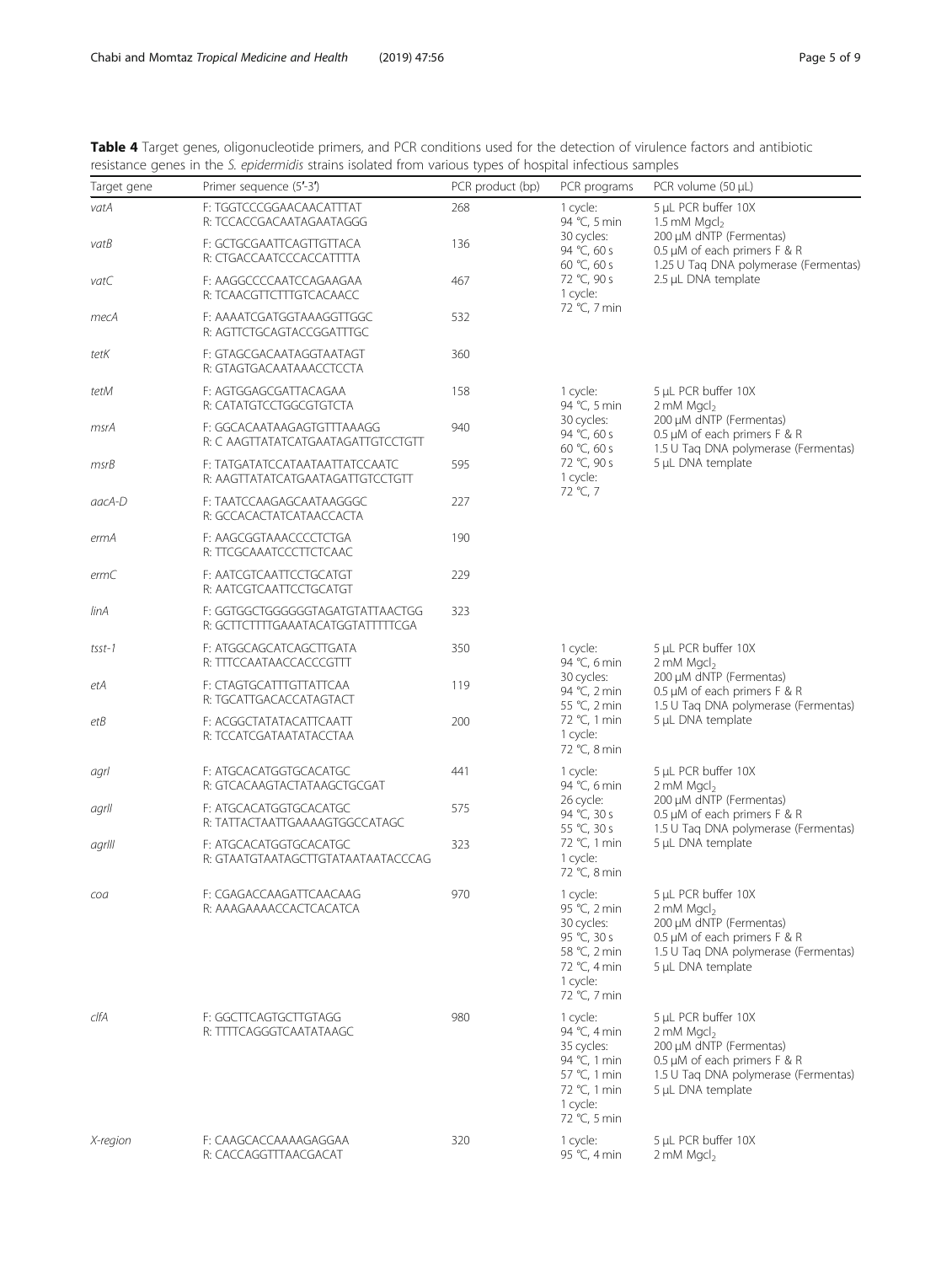**Table 4** Target genes, oligonucleotide primers, and PCR conditions used for the detection of virulence factors and antibiotic resistance genes in the *S. epidermidis* strains isolated from various types of hospital infectious samples

| Target gene | Primer sequence (5′-3′) | PCR product (bp) | PCR programs | PCR volume (50 μL) |
|---|---|---|---|---|
| *vatA* | F: TGGTCCCGGAACAACATTTAT<br>R: TCCACCGACAATAGAATAGGG | 268 | 1 cycle:<br>94 °C, 5 min<br>30 cycles:<br>94 °C, 60 s<br>60 °C, 60 s<br>72 °C, 90 s<br>1 cycle:<br>72 °C, 7 min | 5 μL PCR buffer 10X<br>1.5 mM $MgCl_2$<br>200 μM dNTP (Fermentas)<br>0.5 μM of each primers F & R<br>1.25 U Taq DNA polymerase (Fermentas)<br>2.5 μL DNA template |
| *vatB* | F: GCTGCGAATTCAGTTGTTACA<br>R: CTGACCAATCCCACCATTTTA | 136 | | |
| *vatC* | F: AAGGCCCCAATCCAGAAGAA<br>R: TCAACGTTCTTTGTCACAACC | 467 | | |
| *mecA* | F: AAAATCGATGGTAAAGGTTGGC<br>R: AGTTCTGCAGTACCGGATTTGC | 532 | | |
| *tetK* | F: GTAGCGACAATAGGTAATAGT<br>R: GTAGTGACAATAAACCTCCTA | 360 | | |
| *tetM* | F: AGTGGAGCGATTACAGAA<br>R: CATATGTCCTGGCGTGTCTA | 158 | 1 cycle:<br>94 °C, 5 min<br>30 cycles:<br>94 °C, 60 s<br>60 °C, 60 s<br>72 °C, 90 s<br>1 cycle:<br>72 °C, 7 | 5 μL PCR buffer 10X<br>2 mM $MgCl_2$<br>200 μM dNTP (Fermentas)<br>0.5 μM of each primers F & R<br>1.5 U Taq DNA polymerase (Fermentas)<br>5 μL DNA template |
| *msrA* | F: GGCACAATAAGAGTGTTTAAAGG<br>R: C AAGTTATATCATGAATAGATTGTCCTGTT | 940 | | |
| *msrB* | F: TATGATATCCATAATAATTATCCAATC<br>R: AAGTTATATCATGAATAGATTGTCCTGTT | 595 | | |
| *aacA-D* | F: TAATCCAAGAGCAATAAGGGC<br>R: GCCACACTATCATAACCACTA | 227 | | |
| *ermA* | F: AAGCGGTAAACCCCTCTGA<br>R: TTCGCAAATCCCTTCTCAAC | 190 | | |
| *ermC* | F: AATCGTCAATTCCTGCATGT<br>R: AATCGTCAATTCCTGCATGT | 229 | | |
| *linA* | F: GGTGGCTGGGGGGTAGATGTATTAACTGG<br>R: GCTTCTTTTGAAATACATGGTATTTTTCGA | 323 | | |
| *tsst-1* | F: ATGGCAGCATCAGCTTGATA<br>R: TTTCCAATAACCACCCGTTT | 350 | 1 cycle:<br>94 °C, 6 min<br>30 cycles:<br>94 °C, 2 min<br>55 °C, 2 min<br>72 °C, 1 min<br>1 cycle:<br>72 °C, 8 min | 5 μL PCR buffer 10X<br>2 mM $MgCl_2$<br>200 μM dNTP (Fermentas)<br>0.5 μM of each primers F & R<br>1.5 U Taq DNA polymerase (Fermentas)<br>5 μL DNA template |
| *etA* | F: CTAGTGCATTTGTTATTCAA<br>R: TGCATTGACACCATAGTACT | 119 | | |
| *etB* | F: ACGGCTATATACATTCAATT<br>R: TCCATCGATAATATACCTAA | 200 | | |
| *agrI* | F: ATGCACATGGTGCACATGC<br>R: GTCACAAGTACTATAAGCTGCGAT | 441 | 1 cycle:<br>94 °C, 6 min<br>26 cycle:<br>94 °C, 30 s<br>55 °C, 30 s<br>72 °C, 1 min<br>1 cycle:<br>72 °C, 8 min | 5 μL PCR buffer 10X<br>2 mM $MgCl_2$<br>200 μM dNTP (Fermentas)<br>0.5 μM of each primers F & R<br>1.5 U Taq DNA polymerase (Fermentas)<br>5 μL DNA template |
| *agrII* | F: ATGCACATGGTGCACATGC<br>R: TATTACTAATTGAAAAGTGGCCATAGC | 575 | | |
| *agrIII* | F: ATGCACATGGTGCACATGC<br>R: GTAATGTAATAGCTTGTATAATAATACCCAG | 323 | | |
| *coa* | F: CGAGACCAAGATTCAACAAG<br>R: AAAGAAAACCACTCACATCA | 970 | 1 cycle:<br>95 °C, 2 min<br>30 cycles:<br>95 °C, 30 s<br>58 °C, 2 min<br>72 °C, 4 min<br>1 cycle:<br>72 °C, 7 min | 5 μL PCR buffer 10X<br>2 mM $MgCl_2$<br>200 μM dNTP (Fermentas)<br>0.5 μM of each primers F & R<br>1.5 U Taq DNA polymerase (Fermentas)<br>5 μL DNA template |
| *clfA* | F: GGCTTCAGTGCTTGTAGG<br>R: TTTTCAGGGTCAATATAAGC | 980 | 1 cycle:<br>94 °C, 4 min<br>35 cycles:<br>94 °C, 1 min<br>57 °C, 1 min<br>72 °C, 1 min<br>1 cycle:<br>72 °C, 5 min | 5 μL PCR buffer 10X<br>2 mM $MgCl_2$<br>200 μM dNTP (Fermentas)<br>0.5 μM of each primers F & R<br>1.5 U Taq DNA polymerase (Fermentas)<br>5 μL DNA template |
| *X-region* | F: CAAGCACCAAAAGAGGAA<br>R: CACCAGGTTTAACGACAT | 320 | 1 cycle:<br>95 °C, 4 min | 5 μL PCR buffer 10X<br>2 mM $MgCl_2$ |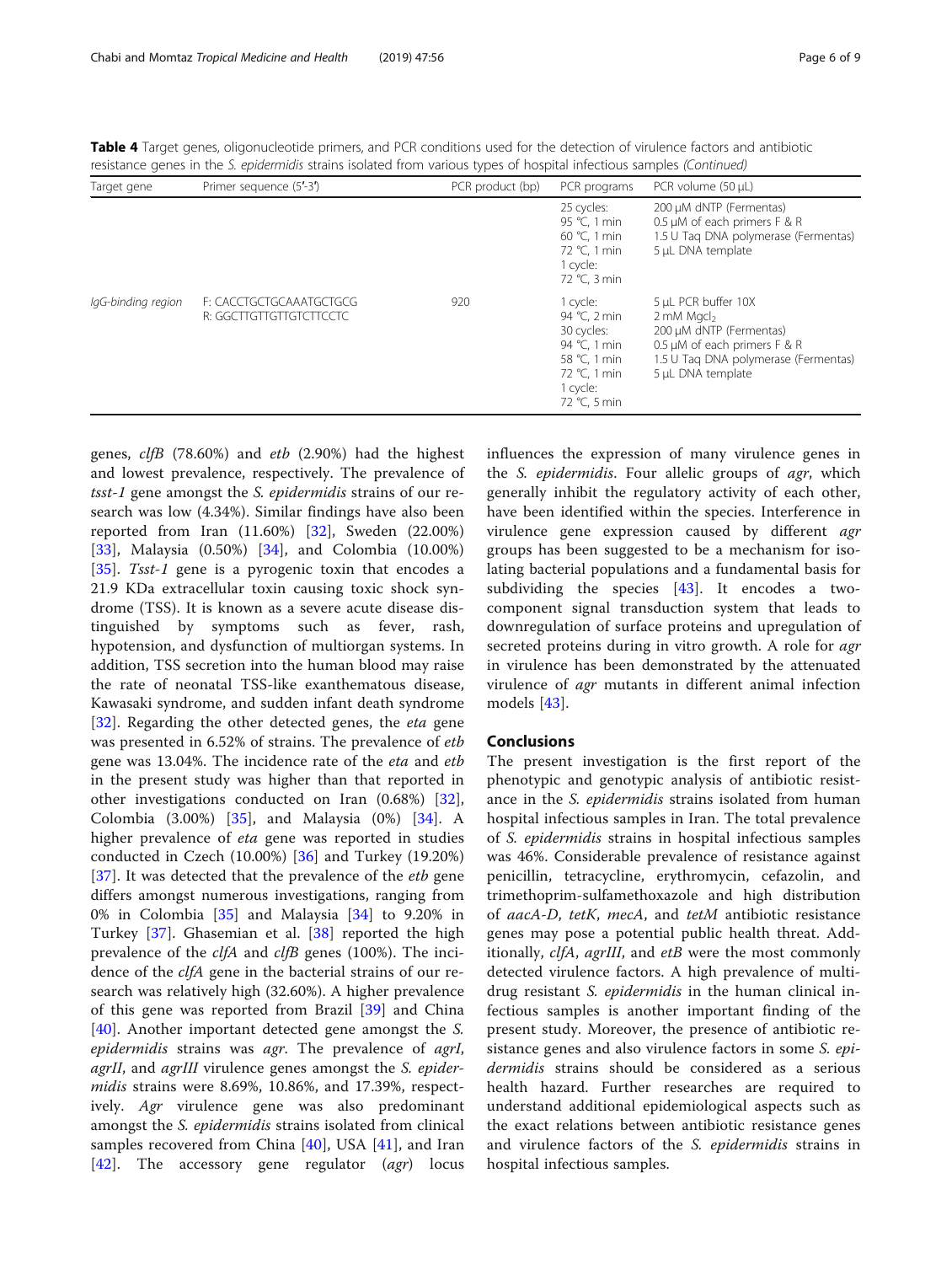**Table 4** Target genes, oligonucleotide primers, and PCR conditions used for the detection of virulence factors and antibiotic resistance genes in the *S. epidermidis* strains isolated from various types of hospital infectious samples *(Continued)*

| Target gene | Primer sequence (5'-3') | PCR product (bp) | PCR programs | PCR volume (50 μL) |
|---|---|---|---|---|
| | | | 25 cycles:<br>95 °C, 1 min<br>60 °C, 1 min<br>72 °C, 1 min<br>1 cycle:<br>72 °C, 3 min | 200 μM dNTP (Fermentas)<br>0.5 μM of each primers F & R<br>1.5 U Taq DNA polymerase (Fermentas)<br>5 μL DNA template |
| *IgG-binding region* | F: CACCTGCTGCAAATGCTGCG<br>R: GGCTTGTTGTTGTCTTCCTC | 920 | 1 cycle:<br>94 °C, 2 min<br>30 cycles:<br>94 °C, 1 min<br>58 °C, 1 min<br>72 °C, 1 min<br>1 cycle:<br>72 °C, 5 min | 5 μL PCR buffer 10X<br>2 mM $MgCl_2$<br>200 μM dNTP (Fermentas)<br>0.5 μM of each primers F & R<br>1.5 U Taq DNA polymerase (Fermentas)<br>5 μL DNA template |

genes, *clfB* (78.60%) and *etb* (2.90%) had the highest and lowest prevalence, respectively. The prevalence of *tsst-1* gene amongst the *S. epidermidis* strains of our research was low (4.34%). Similar findings have also been reported from Iran (11.60%) [32], Sweden (22.00%) [33], Malaysia (0.50%) [34], and Colombia (10.00%) [35]. *Tsst-1* gene is a pyrogenic toxin that encodes a 21.9 KDa extracellular toxin causing toxic shock syndrome (TSS). It is known as a severe acute disease distinguished by symptoms such as fever, rash, hypotension, and dysfunction of multiorgan systems. In addition, TSS secretion into the human blood may raise the rate of neonatal TSS-like exanthematous disease, Kawasaki syndrome, and sudden infant death syndrome [32]. Regarding the other detected genes, the *eta* gene was presented in 6.52% of strains. The prevalence of *etb* gene was 13.04%. The incidence rate of the *eta* and *etb* in the present study was higher than that reported in other investigations conducted on Iran (0.68%) [32], Colombia (3.00%) [35], and Malaysia (0%) [34]. A higher prevalence of *eta* gene was reported in studies conducted in Czech (10.00%) [36] and Turkey (19.20%) [37]. It was detected that the prevalence of the *etb* gene differs amongst numerous investigations, ranging from 0% in Colombia [35] and Malaysia [34] to 9.20% in Turkey [37]. Ghasemian et al. [38] reported the high prevalence of the *clfA* and *clfB* genes (100%). The incidence of the *clfA* gene in the bacterial strains of our research was relatively high (32.60%). A higher prevalence of this gene was reported from Brazil [39] and China [40]. Another important detected gene amongst the *S. epidermidis* strains was *agr*. The prevalence of *agrI*, *agrII*, and *agrIII* virulence genes amongst the *S. epidermidis* strains were 8.69%, 10.86%, and 17.39%, respectively. *Agr* virulence gene was also predominant amongst the *S. epidermidis* strains isolated from clinical samples recovered from China [40], USA [41], and Iran [42]. The accessory gene regulator (*agr*) locus influences the expression of many virulence genes in the *S. epidermidis*. Four allelic groups of *agr*, which generally inhibit the regulatory activity of each other, have been identified within the species. Interference in virulence gene expression caused by different *agr* groups has been suggested to be a mechanism for isolating bacterial populations and a fundamental basis for subdividing the species [43]. It encodes a two-component signal transduction system that leads to downregulation of surface proteins and upregulation of secreted proteins during in vitro growth. A role for *agr* in virulence has been demonstrated by the attenuated virulence of *agr* mutants in different animal infection models [43].

## Conclusions

The present investigation is the first report of the phenotypic and genotypic analysis of antibiotic resistance in the *S. epidermidis* strains isolated from human hospital infectious samples in Iran. The total prevalence of *S. epidermidis* strains in hospital infectious samples was 46%. Considerable prevalence of resistance against penicillin, tetracycline, erythromycin, cefazolin, and trimethoprim-sulfamethoxazole and high distribution of *aacA-D*, *tetK*, *mecA*, and *tetM* antibiotic resistance genes may pose a potential public health threat. Additionally, *clfA*, *agrIII*, and *etB* were the most commonly detected virulence factors. A high prevalence of multidrug resistant *S. epidermidis* in the human clinical infectious samples is another important finding of the present study. Moreover, the presence of antibiotic resistance genes and also virulence factors in some *S. epidermidis* strains should be considered as a serious health hazard. Further researches are required to understand additional epidemiological aspects such as the exact relations between antibiotic resistance genes and virulence factors of the *S. epidermidis* strains in hospital infectious samples.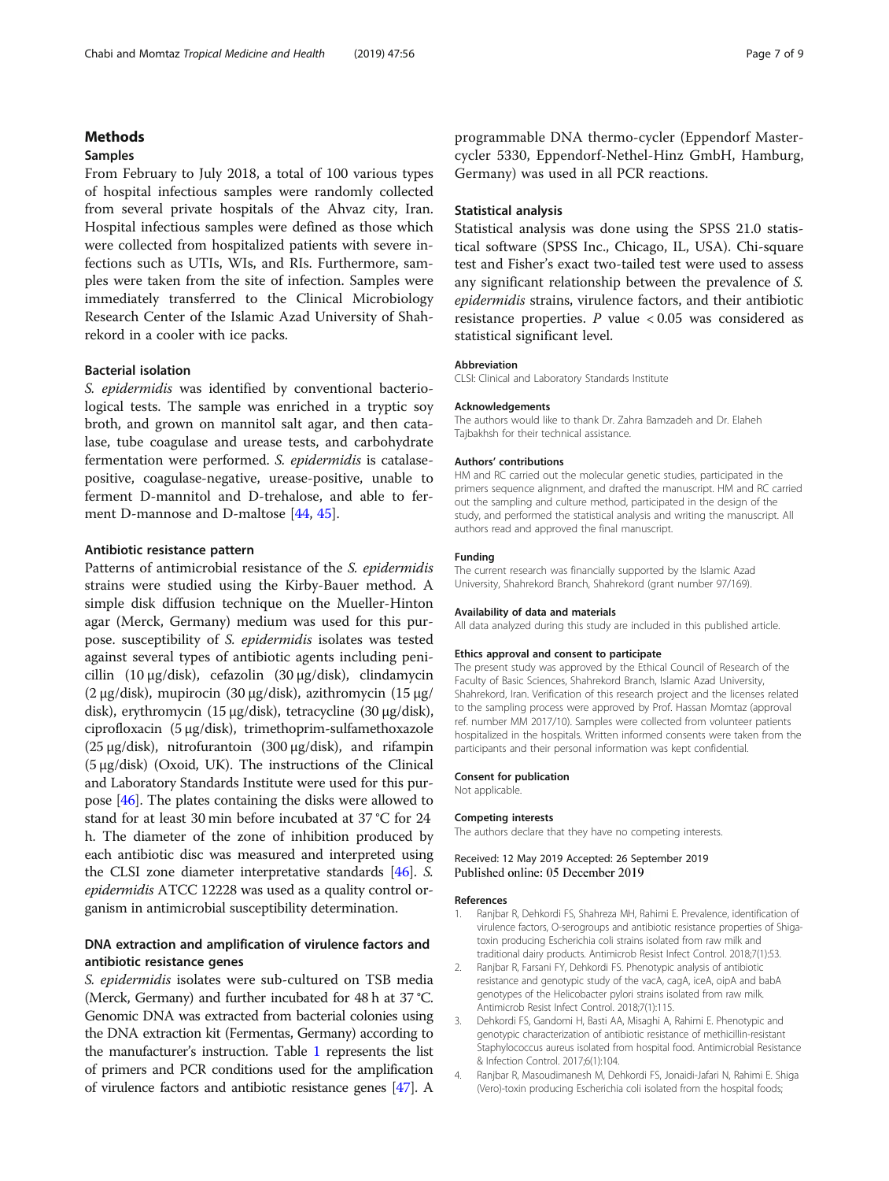## Methods

### Samples

From February to July 2018, a total of 100 various types of hospital infectious samples were randomly collected from several private hospitals of the Ahvaz city, Iran. Hospital infectious samples were defined as those which were collected from hospitalized patients with severe infections such as UTIs, WIs, and RIs. Furthermore, samples were taken from the site of infection. Samples were immediately transferred to the Clinical Microbiology Research Center of the Islamic Azad University of Shahrekord in a cooler with ice packs.

### Bacterial isolation

*S. epidermidis* was identified by conventional bacteriological tests. The sample was enriched in a tryptic soy broth, and grown on mannitol salt agar, and then catalase, tube coagulase and urease tests, and carbohydrate fermentation were performed. *S. epidermidis* is catalase-positive, coagulase-negative, urease-positive, unable to ferment D-mannitol and D-trehalose, and able to ferment D-mannose and D-maltose [44, 45].

### Antibiotic resistance pattern

Patterns of antimicrobial resistance of the *S. epidermidis* strains were studied using the Kirby-Bauer method. A simple disk diffusion technique on the Mueller-Hinton agar (Merck, Germany) medium was used for this purpose. susceptibility of *S. epidermidis* isolates was tested against several types of antibiotic agents including penicillin (10 μg/disk), cefazolin (30 μg/disk), clindamycin (2 μg/disk), mupirocin (30 μg/disk), azithromycin (15 μg/disk), erythromycin (15 μg/disk), tetracycline (30 μg/disk), ciprofloxacin (5 μg/disk), trimethoprim-sulfamethoxazole (25 μg/disk), nitrofurantoin (300 μg/disk), and rifampin (5 μg/disk) (Oxoid, UK). The instructions of the Clinical and Laboratory Standards Institute were used for this purpose [46]. The plates containing the disks were allowed to stand for at least 30 min before incubated at 37 °C for 24 h. The diameter of the zone of inhibition produced by each antibiotic disc was measured and interpreted using the CLSI zone diameter interpretative standards [46]. *S. epidermidis* ATCC 12228 was used as a quality control organism in antimicrobial susceptibility determination.

### DNA extraction and amplification of virulence factors and antibiotic resistance genes

*S. epidermidis* isolates were sub-cultured on TSB media (Merck, Germany) and further incubated for 48 h at 37 °C. Genomic DNA was extracted from bacterial colonies using the DNA extraction kit (Fermentas, Germany) according to the manufacturer's instruction. Table 1 represents the list of primers and PCR conditions used for the amplification of virulence factors and antibiotic resistance genes [47]. A programmable DNA thermo-cycler (Eppendorf Mastercycler 5330, Eppendorf-Nethel-Hinz GmbH, Hamburg, Germany) was used in all PCR reactions.

### Statistical analysis

Statistical analysis was done using the SPSS 21.0 statistical software (SPSS Inc., Chicago, IL, USA). Chi-square test and Fisher's exact two-tailed test were used to assess any significant relationship between the prevalence of *S. epidermidis* strains, virulence factors, and their antibiotic resistance properties. $P$ value $< 0.05$ was considered as statistical significant level.

#### Abbreviation

CLSI: Clinical and Laboratory Standards Institute

#### Acknowledgements

The authors would like to thank Dr. Zahra Bamzadeh and Dr. Elaheh Tajbakhsh for their technical assistance.

#### Authors' contributions

HM and RC carried out the molecular genetic studies, participated in the primers sequence alignment, and drafted the manuscript. HM and RC carried out the sampling and culture method, participated in the design of the study, and performed the statistical analysis and writing the manuscript. All authors read and approved the final manuscript.

#### Funding

The current research was financially supported by the Islamic Azad University, Shahrekord Branch, Shahrekord (grant number 97/169).

#### Availability of data and materials

All data analyzed during this study are included in this published article.

#### Ethics approval and consent to participate

The present study was approved by the Ethical Council of Research of the Faculty of Basic Sciences, Shahrekord Branch, Islamic Azad University, Shahrekord, Iran. Verification of this research project and the licenses related to the sampling process were approved by Prof. Hassan Momtaz (approval ref. number MM 2017/10). Samples were collected from volunteer patients hospitalized in the hospitals. Written informed consents were taken from the participants and their personal information was kept confidential.

#### Consent for publication

Not applicable.

#### Competing interests

The authors declare that they have no competing interests.

Received: 12 May 2019 Accepted: 26 September 2019
Published online: 05 December 2019

#### References

1. Ranjbar R, Dehkordi FS, Shahreza MH, Rahimi E. Prevalence, identification of virulence factors, O-serogroups and antibiotic resistance properties of Shiga-toxin producing Escherichia coli strains isolated from raw milk and traditional dairy products. Antimicrob Resist Infect Control. 2018;7(1):53.
2. Ranjbar R, Farsani FY, Dehkordi FS. Phenotypic analysis of antibiotic resistance and genotypic study of the vacA, cagA, iceA, oipA and babA genotypes of the Helicobacter pylori strains isolated from raw milk. Antimicrob Resist Infect Control. 2018;7(1):115.
3. Dehkordi FS, Gandomi H, Basti AA, Misaghi A, Rahimi E. Phenotypic and genotypic characterization of antibiotic resistance of methicillin-resistant Staphylococcus aureus isolated from hospital food. Antimicrobial Resistance & Infection Control. 2017;6(1):104.
4. Ranjbar R, Masoudimanesh M, Dehkordi FS, Jonaidi-Jafari N, Rahimi E. Shiga (Vero)-toxin producing Escherichia coli isolated from the hospital foods;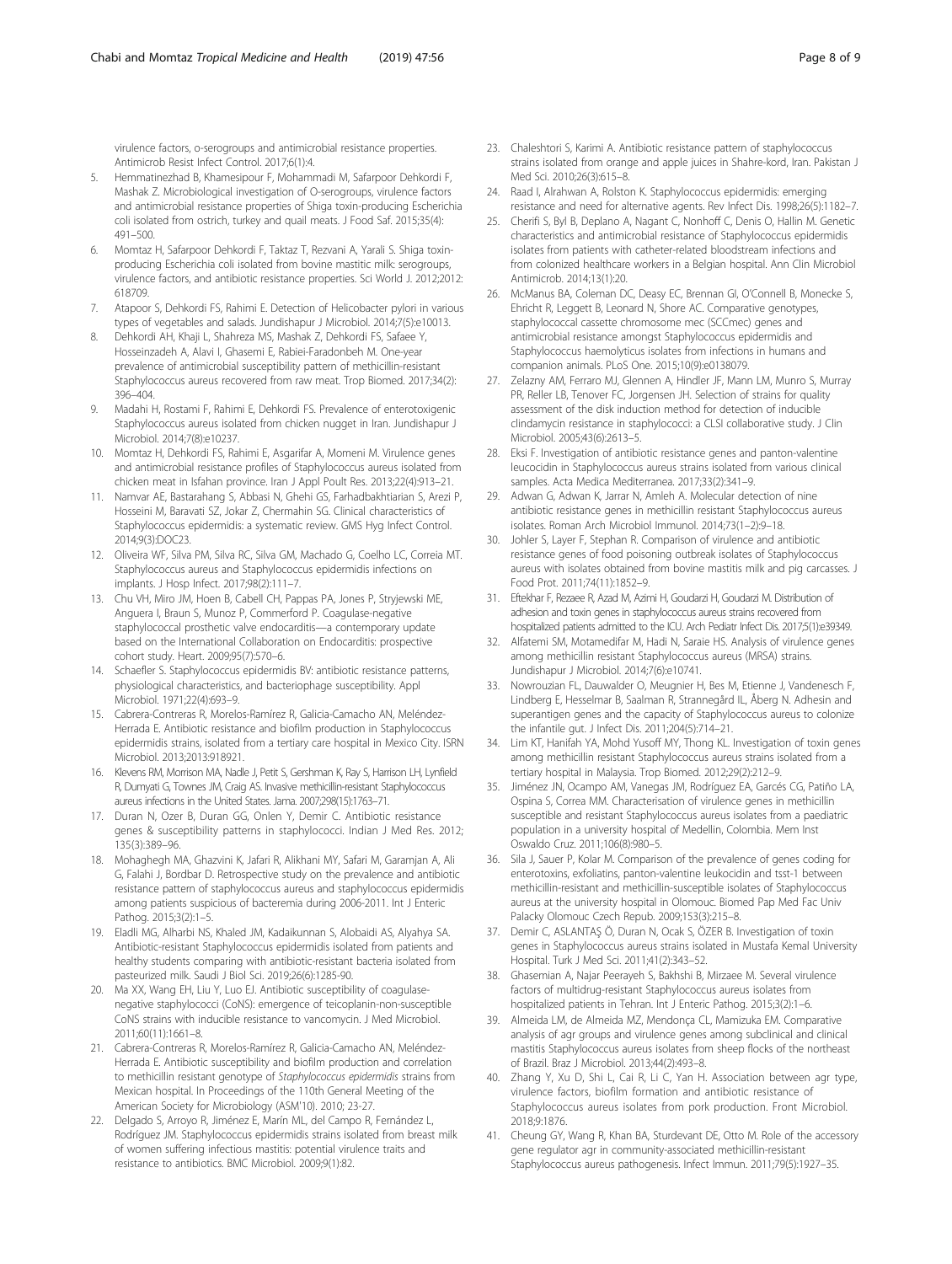virulence factors, o-serogroups and antimicrobial resistance properties. Antimicrob Resist Infect Control. 2017;6(1):4.

5. Hemmatinezhad B, Khamesipour F, Mohammadi M, Safarpoor Dehkordi F, Mashak Z. Microbiological investigation of O-serogroups, virulence factors and antimicrobial resistance properties of Shiga toxin-producing Escherichia coli isolated from ostrich, turkey and quail meats. J Food Saf. 2015;35(4): 491–500.
6. Momtaz H, Safarpoor Dehkordi F, Taktaz T, Rezvani A, Yarali S. Shiga toxin-producing Escherichia coli isolated from bovine mastitic milk: serogroups, virulence factors, and antibiotic resistance properties. Sci World J. 2012;2012: 618709.
7. Atapoor S, Dehkordi FS, Rahimi E. Detection of Helicobacter pylori in various types of vegetables and salads. Jundishapur J Microbiol. 2014;7(5):e10013.
8. Dehkordi AH, Khaji L, Shahreza MS, Mashak Z, Dehkordi FS, Safaee Y, Hosseinzadeh A, Alavi I, Ghasemi E, Rabiei-Faradonbeh M. One-year prevalence of antimicrobial susceptibility pattern of methicillin-resistant Staphylococcus aureus recovered from raw meat. Trop Biomed. 2017;34(2): 396–404.
9. Madahi H, Rostami F, Rahimi E, Dehkordi FS. Prevalence of enterotoxigenic Staphylococcus aureus isolated from chicken nugget in Iran. Jundishapur J Microbiol. 2014;7(8):e10237.
10. Momtaz H, Dehkordi FS, Rahimi E, Asgarifar A, Momeni M. Virulence genes and antimicrobial resistance profiles of Staphylococcus aureus isolated from chicken meat in Isfahan province. Iran J Appl Poult Res. 2013;22(4):913–21.
11. Namvar AE, Bastarahang S, Abbasi N, Ghehi GS, Farhadbakhtiarian S, Arezi P, Hosseini M, Baravati SZ, Jokar Z, Chermahin SG. Clinical characteristics of Staphylococcus epidermidis: a systematic review. GMS Hyg Infect Control. 2014;9(3):DOC23.
12. Oliveira WF, Silva PM, Silva RC, Silva GM, Machado G, Coelho LC, Correia MT. Staphylococcus aureus and Staphylococcus epidermidis infections on implants. J Hosp Infect. 2017;98(2):111–7.
13. Chu VH, Miro JM, Hoen B, Cabell CH, Pappas PA, Jones P, Stryjewski ME, Anguera I, Braun S, Munoz P, Commerford P. Coagulase-negative staphylococcal prosthetic valve endocarditis—a contemporary update based on the International Collaboration on Endocarditis: prospective cohort study. Heart. 2009;95(7):570–6.
14. Schaefler S. Staphylococcus epidermidis BV: antibiotic resistance patterns, physiological characteristics, and bacteriophage susceptibility. Appl Microbiol. 1971;22(4):693–9.
15. Cabrera-Contreras R, Morelos-Ramírez R, Galicia-Camacho AN, Meléndez-Herrada E. Antibiotic resistance and biofilm production in Staphylococcus epidermidis strains, isolated from a tertiary care hospital in Mexico City. ISRN Microbiol. 2013;2013:918921.
16. Klevens RM, Morrison MA, Nadle J, Petit S, Gershman K, Ray S, Harrison LH, Lynfield R, Dumyati G, Townes JM, Craig AS. Invasive methicillin-resistant Staphylococcus aureus infections in the United States. Jama. 2007;298(15):1763–71.
17. Duran N, Ozer B, Duran GG, Onlen Y, Demir C. Antibiotic resistance genes & susceptibility patterns in staphylococci. Indian J Med Res. 2012; 135(3):389–96.
18. Mohaghegh MA, Ghazvini K, Jafari R, Alikhani MY, Safari M, Garamjan A, Ali G, Falahi J, Bordbar D. Retrospective study on the prevalence and antibiotic resistance pattern of staphylococcus aureus and staphylococcus epidermidis among patients suspicious of bacteremia during 2006-2011. Int J Enteric Pathog. 2015;3(2):1–5.
19. Eladli MG, Alharbi NS, Khaled JM, Kadaikunnan S, Alobaidi AS, Alyahya SA. Antibiotic-resistant Staphylococcus epidermidis isolated from patients and healthy students comparing with antibiotic-resistant bacteria isolated from pasteurized milk. Saudi J Biol Sci. 2019;26(6):1285-90.
20. Ma XX, Wang EH, Liu Y, Luo EJ. Antibiotic susceptibility of coagulase-negative staphylococci (CoNS): emergence of teicoplanin-non-susceptible CoNS strains with inducible resistance to vancomycin. J Med Microbiol. 2011;60(11):1661–8.
21. Cabrera-Contreras R, Morelos-Ramírez R, Galicia-Camacho AN, Meléndez-Herrada E. Antibiotic susceptibility and biofilm production and correlation to methicillin resistant genotype of *Staphylococcus epidermidis* strains from Mexican hospital. In Proceedings of the 110th General Meeting of the American Society for Microbiology (ASM'10). 2010; 23-27.
22. Delgado S, Arroyo R, Jiménez E, Marín ML, del Campo R, Fernández L, Rodríguez JM. Staphylococcus epidermidis strains isolated from breast milk of women suffering infectious mastitis: potential virulence traits and resistance to antibiotics. BMC Microbiol. 2009;9(1):82.
23. Chaleshtori S, Karimi A. Antibiotic resistance pattern of staphylococcus strains isolated from orange and apple juices in Shahre-kord, Iran. Pakistan J Med Sci. 2010;26(3):615–8.
24. Raad I, Alrahwan A, Rolston K. Staphylococcus epidermidis: emerging resistance and need for alternative agents. Rev Infect Dis. 1998;26(5):1182–7.
25. Cherifi S, Byl B, Deplano A, Nagant C, Nonhoff C, Denis O, Hallin M. Genetic characteristics and antimicrobial resistance of Staphylococcus epidermidis isolates from patients with catheter-related bloodstream infections and from colonized healthcare workers in a Belgian hospital. Ann Clin Microbiol Antimicrob. 2014;13(1):20.
26. McManus BA, Coleman DC, Deasy EC, Brennan GI, O'Connell B, Monecke S, Ehricht R, Leggett B, Leonard N, Shore AC. Comparative genotypes, staphylococcal cassette chromosome mec (SCCmec) genes and antimicrobial resistance amongst Staphylococcus epidermidis and Staphylococcus haemolyticus isolates from infections in humans and companion animals. PLoS One. 2015;10(9):e0138079.
27. Zelazny AM, Ferraro MJ, Glennen A, Hindler JF, Mann LM, Munro S, Murray PR, Reller LB, Tenover FC, Jorgensen JH. Selection of strains for quality assessment of the disk induction method for detection of inducible clindamycin resistance in staphylococci: a CLSI collaborative study. J Clin Microbiol. 2005;43(6):2613–5.
28. Eksi F. Investigation of antibiotic resistance genes and panton-valentine leucocidin in Staphylococcus aureus strains isolated from various clinical samples. Acta Medica Mediterranea. 2017;33(2):341–9.
29. Adwan G, Adwan K, Jarrar N, Amleh A. Molecular detection of nine antibiotic resistance genes in methicillin resistant Staphylococcus aureus isolates. Roman Arch Microbiol Immunol. 2014;73(1–2):9–18.
30. Johler S, Layer F, Stephan R. Comparison of virulence and antibiotic resistance genes of food poisoning outbreak isolates of Staphylococcus aureus with isolates obtained from bovine mastitis milk and pig carcasses. J Food Prot. 2011;74(11):1852–9.
31. Eftekhar F, Rezaee R, Azad M, Azimi H, Goudarzi H, Goudarzi M. Distribution of adhesion and toxin genes in staphylococcus aureus strains recovered from hospitalized patients admitted to the ICU. Arch Pediatr Infect Dis. 2017;5(1):e39349.
32. Alfatemi SM, Motamedifar M, Hadi N, Saraie HS. Analysis of virulence genes among methicillin resistant Staphylococcus aureus (MRSA) strains. Jundishapur J Microbiol. 2014;7(6):e10741.
33. Nowrouzian FL, Dauwalder O, Meugnier H, Bes M, Etienne J, Vandenesch F, Lindberg E, Hesselmar B, Saalman R, Strannegård IL, Åberg N. Adhesin and superantigen genes and the capacity of Staphylococcus aureus to colonize the infantile gut. J Infect Dis. 2011;204(5):714–21.
34. Lim KT, Hanifah YA, Mohd Yusoff MY, Thong KL. Investigation of toxin genes among methicillin resistant Staphylococcus aureus strains isolated from a tertiary hospital in Malaysia. Trop Biomed. 2012;29(2):212–9.
35. Jiménez JN, Ocampo AM, Vanegas JM, Rodríguez EA, Garcés CG, Patiño LA, Ospina S, Correa MM. Characterisation of virulence genes in methicillin susceptible and resistant Staphylococcus aureus isolates from a paediatric population in a university hospital of Medellin, Colombia. Mem Inst Oswaldo Cruz. 2011;106(8):980–5.
36. Sila J, Sauer P, Kolar M. Comparison of the prevalence of genes coding for enterotoxins, exfoliatins, panton-valentine leukocidin and tsst-1 between methicillin-resistant and methicillin-susceptible isolates of Staphylococcus aureus at the university hospital in Olomouc. Biomed Pap Med Fac Univ Palacky Olomouc Czech Repub. 2009;153(3):215–8.
37. Demir C, ASLANTAŞ Ö, Duran N, Ocak S, ÖZER B. Investigation of toxin genes in Staphylococcus aureus strains isolated in Mustafa Kemal University Hospital. Turk J Med Sci. 2011;41(2):343–52.
38. Ghasemian A, Najar Peerayeh S, Bakhshi B, Mirzaee M. Several virulence factors of multidrug-resistant Staphylococcus aureus isolates from hospitalized patients in Tehran. Int J Enteric Pathog. 2015;3(2):1–6.
39. Almeida LM, de Almeida MZ, Mendonça CL, Mamizuka EM. Comparative analysis of agr groups and virulence genes among subclinical and clinical mastitis Staphylococcus aureus isolates from sheep flocks of the northeast of Brazil. Braz J Microbiol. 2013;44(2):493–8.
40. Zhang Y, Xu D, Shi L, Cai R, Li C, Yan H. Association between agr type, virulence factors, biofilm formation and antibiotic resistance of Staphylococcus aureus isolates from pork production. Front Microbiol. 2018;9:1876.
41. Cheung GY, Wang R, Khan BA, Sturdevant DE, Otto M. Role of the accessory gene regulator agr in community-associated methicillin-resistant Staphylococcus aureus pathogenesis. Infect Immun. 2011;79(5):1927–35.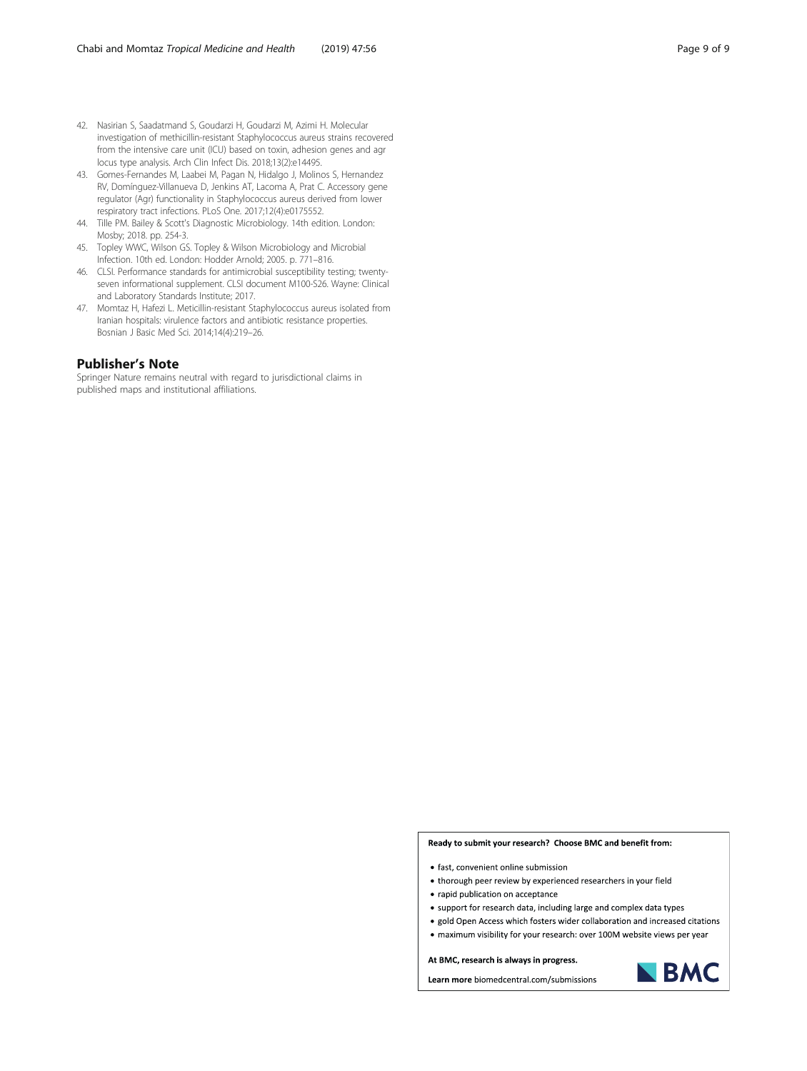42. Nasirian S, Saadatmand S, Goudarzi H, Goudarzi M, Azimi H. Molecular investigation of methicillin-resistant Staphylococcus aureus strains recovered from the intensive care unit (ICU) based on toxin, adhesion genes and agr locus type analysis. Arch Clin Infect Dis. 2018;13(2):e14495.
43. Gomes-Fernandes M, Laabei M, Pagan N, Hidalgo J, Molinos S, Hernandez RV, Domínguez-Villanueva D, Jenkins AT, Lacoma A, Prat C. Accessory gene regulator (Agr) functionality in Staphylococcus aureus derived from lower respiratory tract infections. PLoS One. 2017;12(4):e0175552.
44. Tille PM. Bailey & Scott's Diagnostic Microbiology. 14th edition. London: Mosby; 2018. pp. 254-3.
45. Topley WWC, Wilson GS. Topley & Wilson Microbiology and Microbial Infection. 10th ed. London: Hodder Arnold; 2005. p. 771–816.
46. CLSI. Performance standards for antimicrobial susceptibility testing; twenty-seven informational supplement. CLSI document M100-S26. Wayne: Clinical and Laboratory Standards Institute; 2017.
47. Momtaz H, Hafezi L. Meticillin-resistant Staphylococcus aureus isolated from Iranian hospitals: virulence factors and antibiotic resistance properties. Bosnian J Basic Med Sci. 2014;14(4):219–26.

## Publisher's Note

Springer Nature remains neutral with regard to jurisdictional claims in published maps and institutional affiliations.

**Ready to submit your research? Choose BMC and benefit from:**

- fast, convenient online submission
- thorough peer review by experienced researchers in your field
- rapid publication on acceptance
- support for research data, including large and complex data types
- gold Open Access which fosters wider collaboration and increased citations
- maximum visibility for your research: over 100M website views per year

**At BMC, research is always in progress.**

**Learn more** biomedcentral.com/submissions

BMC